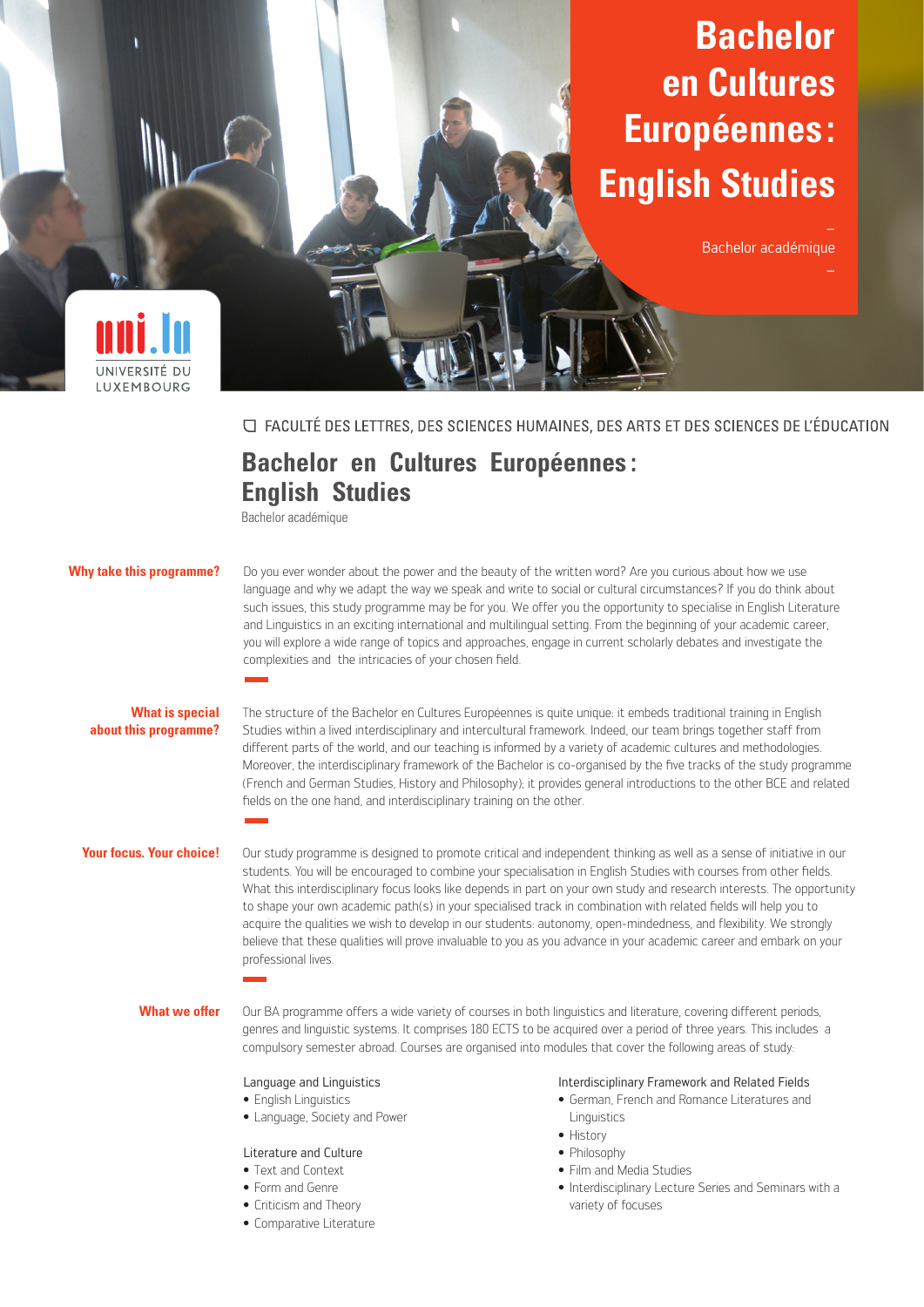# Bachelor en Cultures Européennes: English Studies

Bachelor académique

UNIVERSITÉ DU LUXEMBOURG

FACULTÉ DES LETTRES, DES SCIENCES HUMAINES, DES ARTS ET DES SCIENCES DE L'ÉDUCATION

## Bachelor en Cultures Européennes: English Studies

Bachelor académique

### Why take this programme?

Do you ever wonder about the power and the beauty of the written word? Are you curious about how we use language and why we adapt the way we speak and write to social or cultural circumstances? If you do think about such issues, this study programme may be for you. We offer you the opportunity to specialise in English Literature and Linguistics in an exciting international and multilingual setting. From the beginning of your academic career, you will explore a wide range of topics and approaches, engage in current scholarly debates and investigate the complexities and the intricacies of your chosen field.

### What is special about this programme?

The structure of the Bachelor en Cultures Européennes is quite unique: it embeds traditional training in English Studies within a lived interdisciplinary and intercultural framework. Indeed, our team brings together staff from different parts of the world, and our teaching is informed by a variety of academic cultures and methodologies. Moreover, the interdisciplinary framework of the Bachelor is co-organised by the five tracks of the study programme (French and German Studies, History and Philosophy); it provides general introductions to the other BCE and related fields on the one hand, and interdisciplinary training on the other.

### Your focus. Your choice!

Our study programme is designed to promote critical and independent thinking as well as a sense of initiative in our students. You will be encouraged to combine your specialisation in English Studies with courses from other fields. What this interdisciplinary focus looks like depends in part on your own study and research interests. The opportunity to shape your own academic path(s) in your specialised track in combination with related fields will help you to acquire the qualities we wish to develop in our students: autonomy, open-mindedness, and flexibility. We strongly believe that these qualities will prove invaluable to you as you advance in your academic career and embark on your professional lives.

### What we offer

Our BA programme offers a wide variety of courses in both linguistics and literature, covering different periods, genres and linguistic systems. It comprises 180 ECTS to be acquired over a period of three years. This includes a compulsory semester abroad. Courses are organised into modules that cover the following areas of study:

Language and Linguistics

- English Linguistics
- Language, Society and Power

Literature and Culture

- Text and Context
- Form and Genre
- Criticism and Theory
- Comparative Literature

Interdisciplinary Framework and Related Fields

- German, French and Romance Literatures and Linguistics
- History
- Philosophy
- Film and Media Studies
- Interdisciplinary Lecture Series and Seminars with a variety of focuses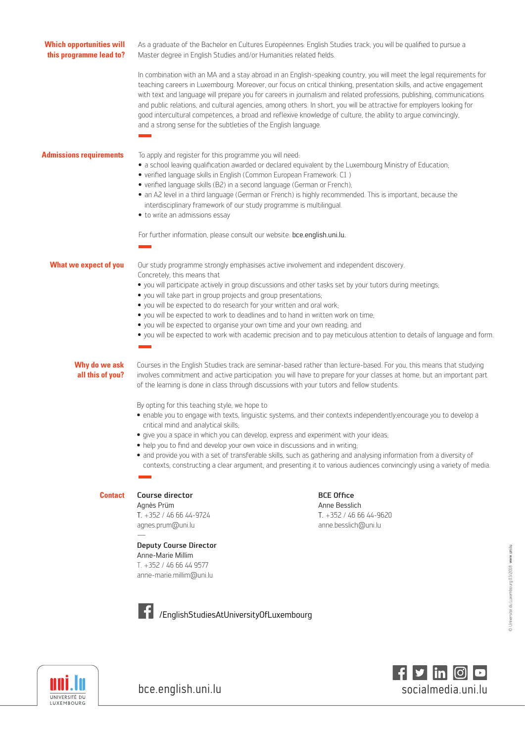## Which opportunities will this programme lead to?

As a graduate of the Bachelor en Cultures Européennes: English Studies track, you will be qualified to pursue a Master degree in English Studies and/or Humanities related fields.

In combination with an MA and a stay abroad in an English-speaking country, you will meet the legal requirements for teaching careers in Luxembourg. Moreover, our focus on critical thinking, presentation skills, and active engagement with text and language will prepare you for careers in journalism and related professions, publishing, communications and public relations, and cultural agencies, among others. In short, you will be attractive for employers looking for good intercultural competences, a broad and reflexive knowledge of culture, the ability to argue convincingly, and a strong sense for the subtleties of the English language.

## Admissions requirements

To apply and register for this programme you will need:

- a school leaving qualification awarded or declared equivalent by the Luxembourg Ministry of Education;
- verified language skills in English (Common European Framework: C1 )
- verified language skills (B2) in a second language (German or French);
- an A2 level in a third language (German or French) is highly recommended. This is important, because the interdisciplinary framework of our study programme is multilingual.
- to write an admissions essay

For further information, please consult our website: bce.english.uni.lu.

## What we expect of you

Our study programme strongly emphasises active involvement and independent discovery. Concretely, this means that

- you will participate actively in group discussions and other tasks set by your tutors during meetings;
- you will take part in group projects and group presentations;
- you will be expected to do research for your written and oral work;
- you will be expected to work to deadlines and to hand in written work on time;
- you will be expected to organise your own time and your own reading; and
- you will be expected to work with academic precision and to pay meticulous attention to details of language and form.

## Why do we ask all this of you?

Courses in the English Studies track are seminar-based rather than lecture-based. For you, this means that studying involves commitment and active participation: you will have to prepare for your classes at home, but an important part of the learning is done in class through discussions with your tutors and fellow students.

By opting for this teaching style, we hope to

- enable you to engage with texts, linguistic systems, and their contexts independently;encourage you to develop a critical mind and analytical skills;
- give you a space in which you can develop, express and experiment with your ideas;
- help you to find and develop your own voice in discussions and in writing;
- and provide you with a set of transferable skills, such as gathering and analysing information from a diversity of contexts, constructing a clear argument, and presenting it to various audiences convincingly using a variety of media.

## Contact

**Course director**
Agnès Prüm
T. +352 / 46 66 44-9724
agnes.prum@uni.lu

—

**Deputy Course Director**
Anne-Marie Millim
T. +352 / 46 66 44 9577
anne-marie.millim@uni.lu

**BCE Office**
Anne Besslich
T. +352 / 46 66 44-9620
anne.besslich@uni.lu

/EnglishStudiesAtUniversityOfLuxembourg

bce.english.uni.lu

socialmedia.uni.lu

© Université du Luxembourg 03/2018 www.uni.lu